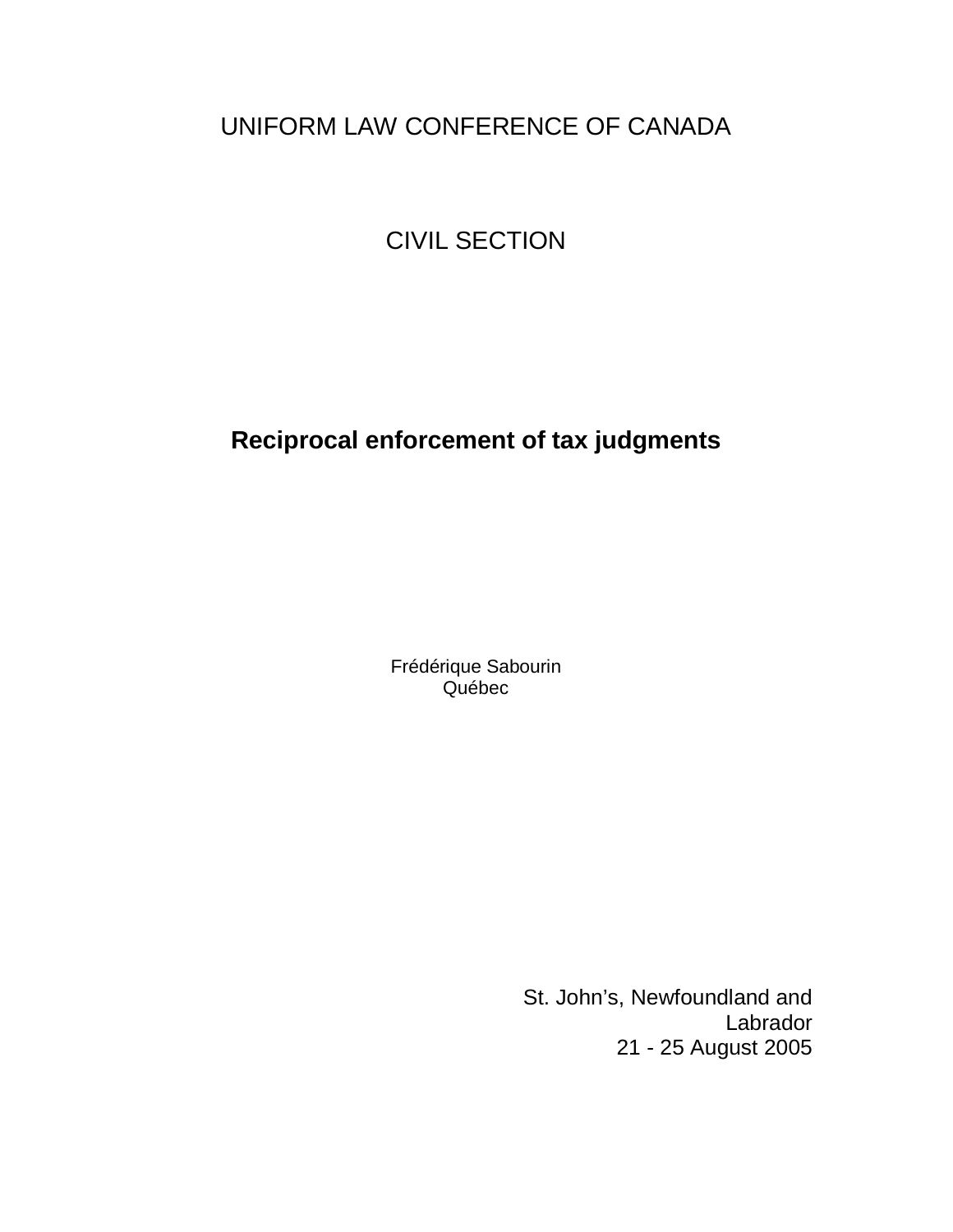UNIFORM LAW CONFERENCE OF CANADA

CIVIL SECTION

# Reciprocal enforcement of tax judgments

Frédérique Sabourin
Québec

St. John's, Newfoundland and Labrador
21 - 25 August 2005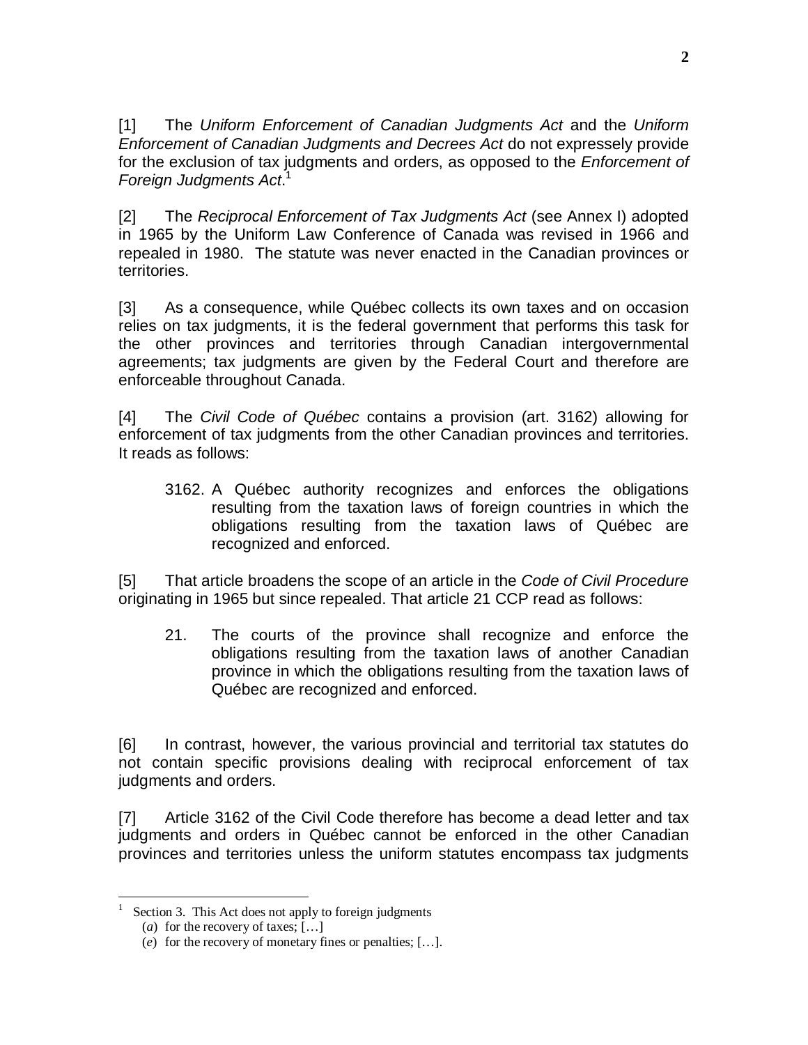[1] The *Uniform Enforcement of Canadian Judgments Act* and the *Uniform Enforcement of Canadian Judgments and Decrees Act* do not expressely provide for the exclusion of tax judgments and orders, as opposed to the *Enforcement of Foreign Judgments Act*.[1]

[2] The *Reciprocal Enforcement of Tax Judgments Act* (see Annex I) adopted in 1965 by the Uniform Law Conference of Canada was revised in 1966 and repealed in 1980. The statute was never enacted in the Canadian provinces or territories.

[3] As a consequence, while Québec collects its own taxes and on occasion relies on tax judgments, it is the federal government that performs this task for the other provinces and territories through Canadian intergovernmental agreements; tax judgments are given by the Federal Court and therefore are enforceable throughout Canada.

[4] The *Civil Code of Québec* contains a provision (art. 3162) allowing for enforcement of tax judgments from the other Canadian provinces and territories. It reads as follows:

> 3162. A Québec authority recognizes and enforces the obligations resulting from the taxation laws of foreign countries in which the obligations resulting from the taxation laws of Québec are recognized and enforced.

[5] That article broadens the scope of an article in the *Code of Civil Procedure* originating in 1965 but since repealed. That article 21 CCP read as follows:

> 21. The courts of the province shall recognize and enforce the obligations resulting from the taxation laws of another Canadian province in which the obligations resulting from the taxation laws of Québec are recognized and enforced.

[6] In contrast, however, the various provincial and territorial tax statutes do not contain specific provisions dealing with reciprocal enforcement of tax judgments and orders.

[7] Article 3162 of the Civil Code therefore has become a dead letter and tax judgments and orders in Québec cannot be enforced in the other Canadian provinces and territories unless the uniform statutes encompass tax judgments

---

[1] Section 3. This Act does not apply to foreign judgments
(*a*) for the recovery of taxes; […]
(*e*) for the recovery of monetary fines or penalties; […].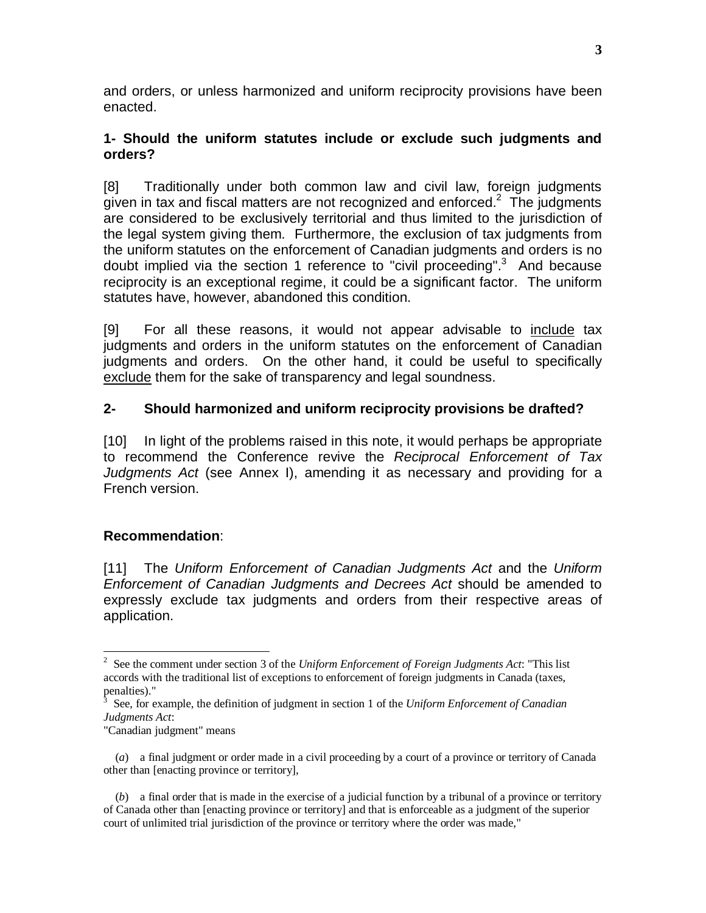and orders, or unless harmonized and uniform reciprocity provisions have been enacted.

### 1- Should the uniform statutes include or exclude such judgments and orders?

[8] Traditionally under both common law and civil law, foreign judgments given in tax and fiscal matters are not recognized and enforced.[2] The judgments are considered to be exclusively territorial and thus limited to the jurisdiction of the legal system giving them. Furthermore, the exclusion of tax judgments from the uniform statutes on the enforcement of Canadian judgments and orders is no doubt implied via the section 1 reference to "civil proceeding".[3] And because reciprocity is an exceptional regime, it could be a significant factor. The uniform statutes have, however, abandoned this condition.

[9] For all these reasons, it would not appear advisable to <u>include</u> tax judgments and orders in the uniform statutes on the enforcement of Canadian judgments and orders. On the other hand, it could be useful to specifically <u>exclude</u> them for the sake of transparency and legal soundness.

### 2- Should harmonized and uniform reciprocity provisions be drafted?

[10] In light of the problems raised in this note, it would perhaps be appropriate to recommend the Conference revive the *Reciprocal Enforcement of Tax Judgments Act* (see Annex I), amending it as necessary and providing for a French version.

**Recommendation**:

[11] The *Uniform Enforcement of Canadian Judgments Act* and the *Uniform Enforcement of Canadian Judgments and Decrees Act* should be amended to expressly exclude tax judgments and orders from their respective areas of application.

---

[2] See the comment under section 3 of the *Uniform Enforcement of Foreign Judgments Act*: "This list accords with the traditional list of exceptions to enforcement of foreign judgments in Canada (taxes, penalties)."

[3] See, for example, the definition of judgment in section 1 of the *Uniform Enforcement of Canadian Judgments Act*:

"Canadian judgment" means

(*a*) a final judgment or order made in a civil proceeding by a court of a province or territory of Canada other than [enacting province or territory],

(*b*) a final order that is made in the exercise of a judicial function by a tribunal of a province or territory of Canada other than [enacting province or territory] and that is enforceable as a judgment of the superior court of unlimited trial jurisdiction of the province or territory where the order was made,"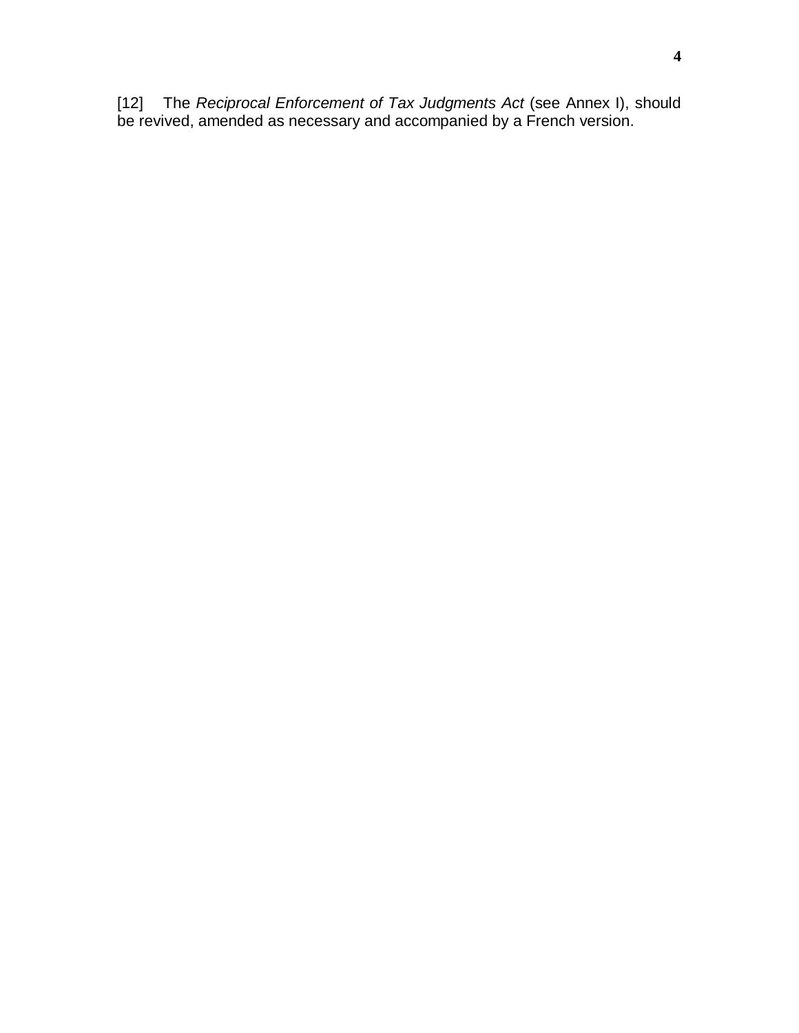[12] The *Reciprocal Enforcement of Tax Judgments Act* (see Annex I), should be revived, amended as necessary and accompanied by a French version.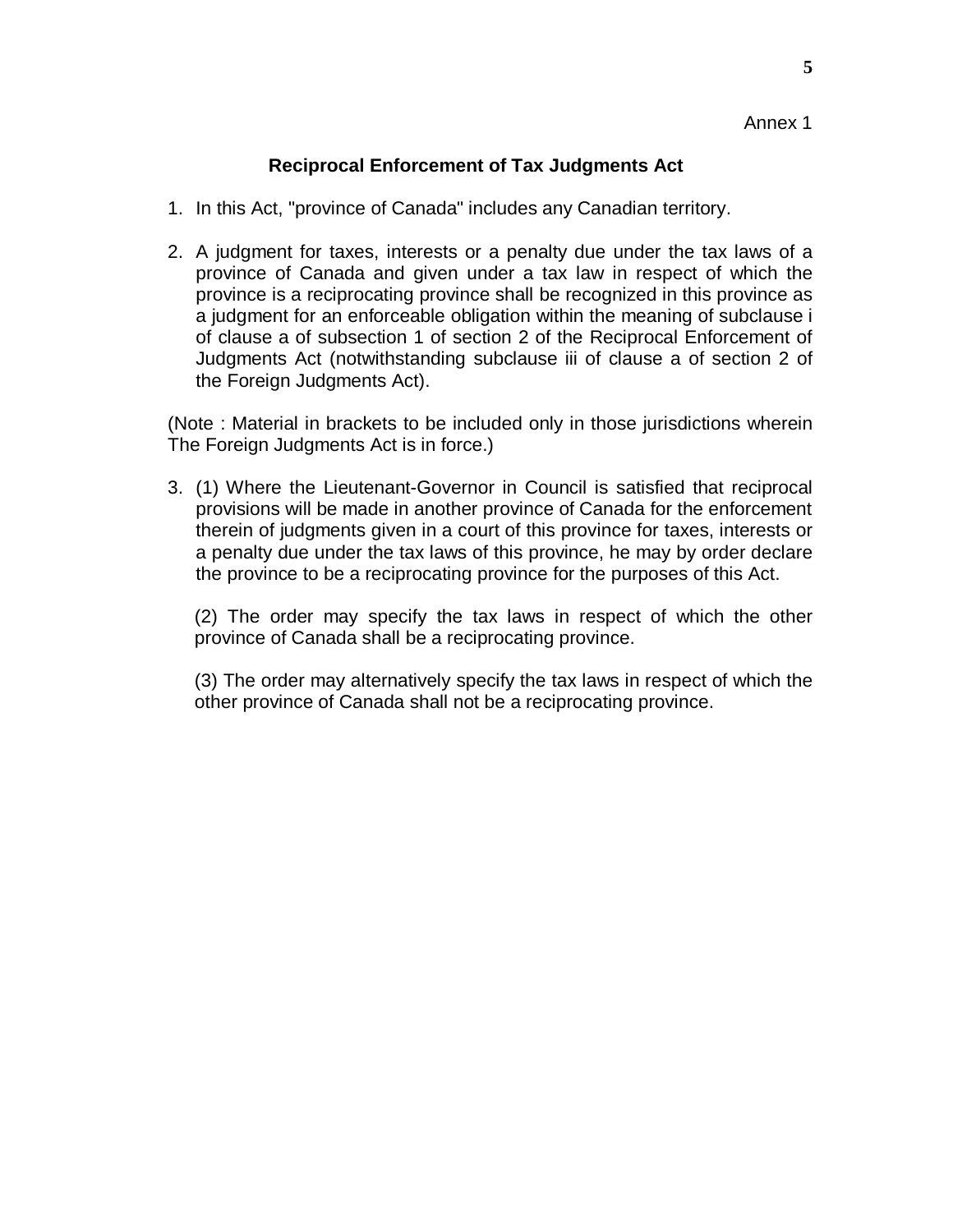Annex 1

## Reciprocal Enforcement of Tax Judgments Act

1. In this Act, "province of Canada" includes any Canadian territory.

2. A judgment for taxes, interests or a penalty due under the tax laws of a province of Canada and given under a tax law in respect of which the province is a reciprocating province shall be recognized in this province as a judgment for an enforceable obligation within the meaning of subclause i of clause a of subsection 1 of section 2 of the Reciprocal Enforcement of Judgments Act (notwithstanding subclause iii of clause a of section 2 of the Foreign Judgments Act).

(Note : Material in brackets to be included only in those jurisdictions wherein The Foreign Judgments Act is in force.)

3. (1) Where the Lieutenant-Governor in Council is satisfied that reciprocal provisions will be made in another province of Canada for the enforcement therein of judgments given in a court of this province for taxes, interests or a penalty due under the tax laws of this province, he may by order declare the province to be a reciprocating province for the purposes of this Act.

   (2) The order may specify the tax laws in respect of which the other province of Canada shall be a reciprocating province.

   (3) The order may alternatively specify the tax laws in respect of which the other province of Canada shall not be a reciprocating province.